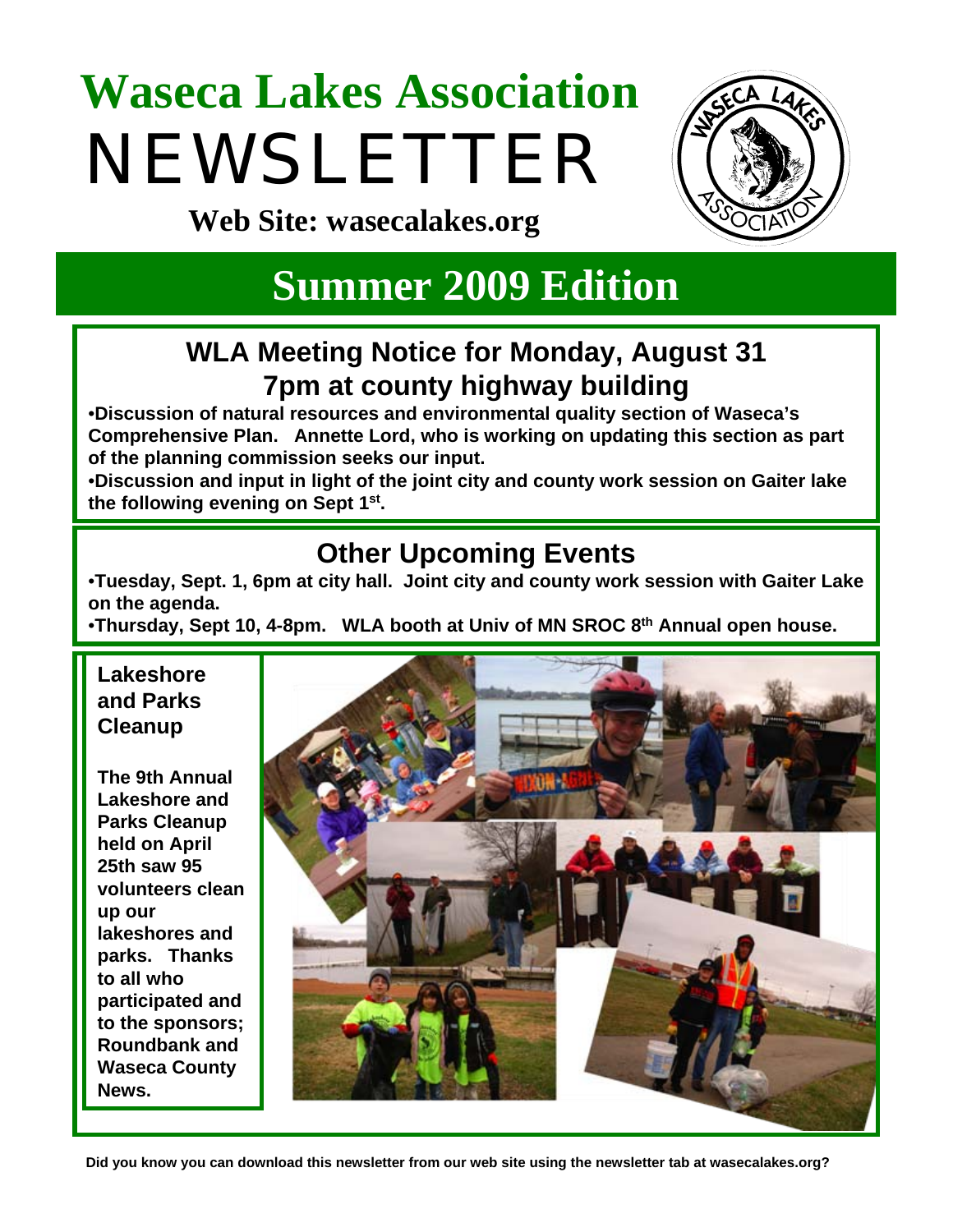# Waseca Lakes Association NEWSLETTER

**Web Site: wasecalakes.org**

## Summer 2009 Edition

### WLA Meeting Notice for Monday, August 31 7pm at county highway building

- **Discussion of natural resources and environmental quality section of Waseca's Comprehensive Plan. Annette Lord, who is working on updating this section as part of the planning commission seeks our input.**
- **Discussion and input in light of the joint city and county work session on Gaiter lake the following evening on Sept 1st.**

### Other Upcoming Events

- **Tuesday, Sept. 1, 6pm at city hall. Joint city and county work session with Gaiter Lake on the agenda.**
- **Thursday, Sept 10, 4-8pm. WLA booth at Univ of MN SROC 8th Annual open house.**

### Lakeshore and Parks Cleanup

**The 9th Annual Lakeshore and Parks Cleanup held on April 25th saw 95 volunteers clean up our lakeshores and parks. Thanks to all who participated and to the sponsors; Roundbank and Waseca County News.**

**Did you know you can download this newsletter from our web site using the newsletter tab at wasecalakes.org?**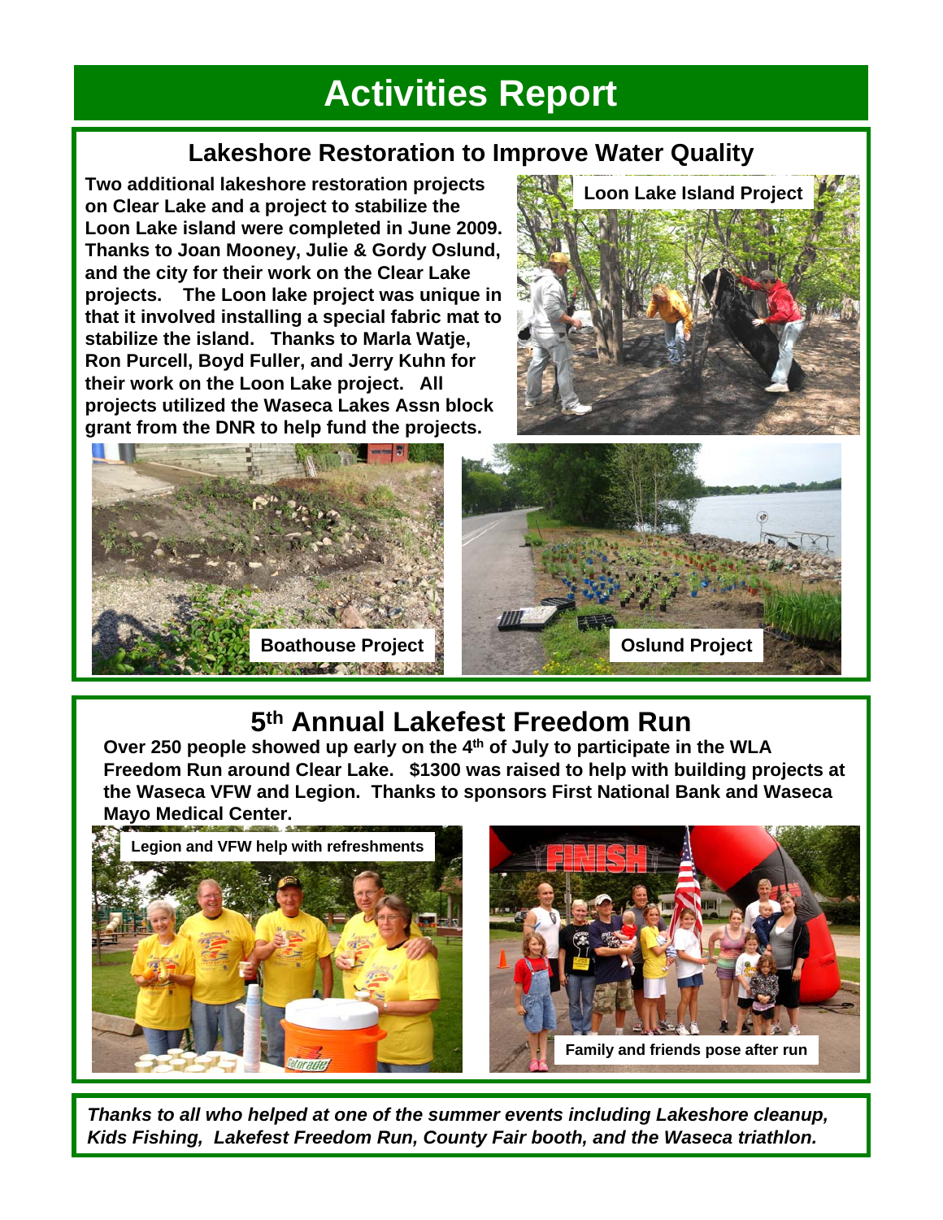# Activities Report

## Lakeshore Restoration to Improve Water Quality

**Two additional lakeshore restoration projects on Clear Lake and a project to stabilize the Loon Lake island were completed in June 2009. Thanks to Joan Mooney, Julie & Gordy Oslund, and the city for their work on the Clear Lake projects. The Loon lake project was unique in that it involved installing a special fabric mat to stabilize the island. Thanks to Marla Watje, Ron Purcell, Boyd Fuller, and Jerry Kuhn for their work on the Loon Lake project. All projects utilized the Waseca Lakes Assn block grant from the DNR to help fund the projects.**

**Loon Lake Island Project**

**Boathouse Project**

**Oslund Project**

## 5th Annual Lakefest Freedom Run

**Over 250 people showed up early on the 4th of July to participate in the WLA Freedom Run around Clear Lake. $1300 was raised to help with building projects at the Waseca VFW and Legion. Thanks to sponsors First National Bank and Waseca Mayo Medical Center.**

**Legion and VFW help with refreshments**

**Family and friends pose after run**

***Thanks to all who helped at one of the summer events including Lakeshore cleanup, Kids Fishing, Lakefest Freedom Run, County Fair booth, and the Waseca triathlon.***